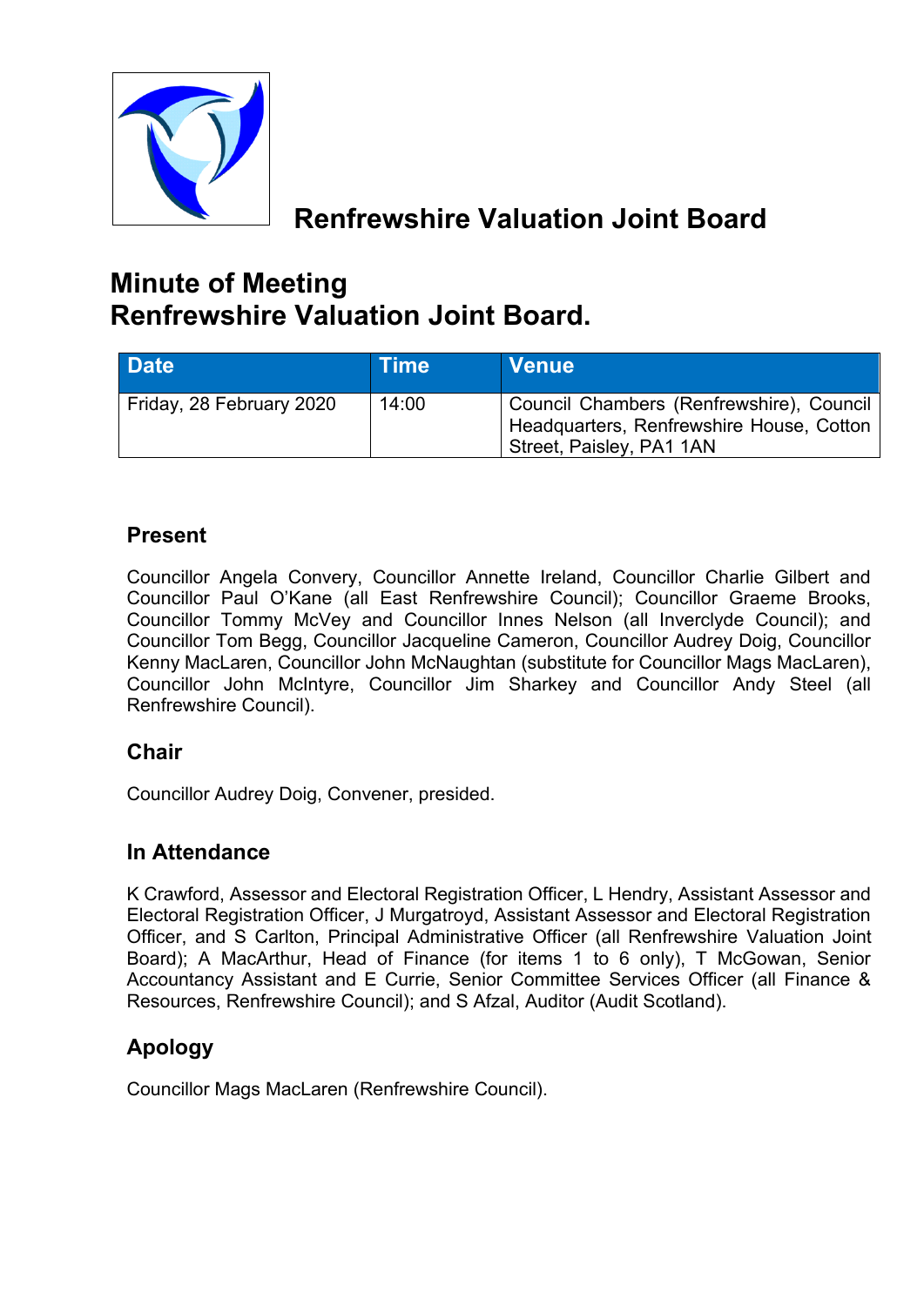# Renfrewshire Valuation Joint Board

# Minute of Meeting
# Renfrewshire Valuation Joint Board.

| Date | Time | Venue |
| --- | --- | --- |
| Friday, 28 February 2020 | 14:00 | Council Chambers (Renfrewshire), Council Headquarters, Renfrewshire House, Cotton Street, Paisley, PA1 1AN |

## Present

Councillor Angela Convery, Councillor Annette Ireland, Councillor Charlie Gilbert and Councillor Paul O'Kane (all East Renfrewshire Council); Councillor Graeme Brooks, Councillor Tommy McVey and Councillor Innes Nelson (all Inverclyde Council); and Councillor Tom Begg, Councillor Jacqueline Cameron, Councillor Audrey Doig, Councillor Kenny MacLaren, Councillor John McNaughtan (substitute for Councillor Mags MacLaren), Councillor John McIntyre, Councillor Jim Sharkey and Councillor Andy Steel (all Renfrewshire Council).

## Chair

Councillor Audrey Doig, Convener, presided.

## In Attendance

K Crawford, Assessor and Electoral Registration Officer, L Hendry, Assistant Assessor and Electoral Registration Officer, J Murgatroyd, Assistant Assessor and Electoral Registration Officer, and S Carlton, Principal Administrative Officer (all Renfrewshire Valuation Joint Board); A MacArthur, Head of Finance (for items 1 to 6 only), T McGowan, Senior Accountancy Assistant and E Currie, Senior Committee Services Officer (all Finance & Resources, Renfrewshire Council); and S Afzal, Auditor (Audit Scotland).

## Apology

Councillor Mags MacLaren (Renfrewshire Council).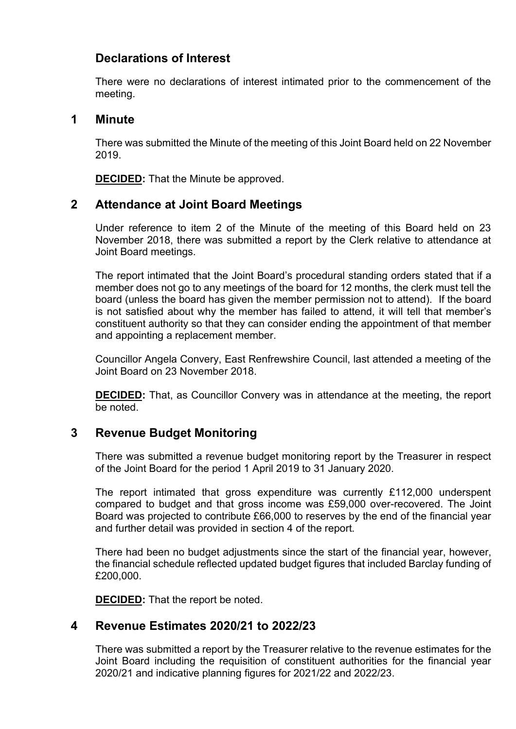## Declarations of Interest

There were no declarations of interest intimated prior to the commencement of the meeting.

## 1 Minute

There was submitted the Minute of the meeting of this Joint Board held on 22 November 2019.

**DECIDED:** That the Minute be approved.

## 2 Attendance at Joint Board Meetings

Under reference to item 2 of the Minute of the meeting of this Board held on 23 November 2018, there was submitted a report by the Clerk relative to attendance at Joint Board meetings.

The report intimated that the Joint Board's procedural standing orders stated that if a member does not go to any meetings of the board for 12 months, the clerk must tell the board (unless the board has given the member permission not to attend). If the board is not satisfied about why the member has failed to attend, it will tell that member's constituent authority so that they can consider ending the appointment of that member and appointing a replacement member.

Councillor Angela Convery, East Renfrewshire Council, last attended a meeting of the Joint Board on 23 November 2018.

**DECIDED:** That, as Councillor Convery was in attendance at the meeting, the report be noted.

## 3 Revenue Budget Monitoring

There was submitted a revenue budget monitoring report by the Treasurer in respect of the Joint Board for the period 1 April 2019 to 31 January 2020.

The report intimated that gross expenditure was currently £112,000 underspent compared to budget and that gross income was £59,000 over-recovered. The Joint Board was projected to contribute £66,000 to reserves by the end of the financial year and further detail was provided in section 4 of the report.

There had been no budget adjustments since the start of the financial year, however, the financial schedule reflected updated budget figures that included Barclay funding of £200,000.

**DECIDED:** That the report be noted.

## 4 Revenue Estimates 2020/21 to 2022/23

There was submitted a report by the Treasurer relative to the revenue estimates for the Joint Board including the requisition of constituent authorities for the financial year 2020/21 and indicative planning figures for 2021/22 and 2022/23.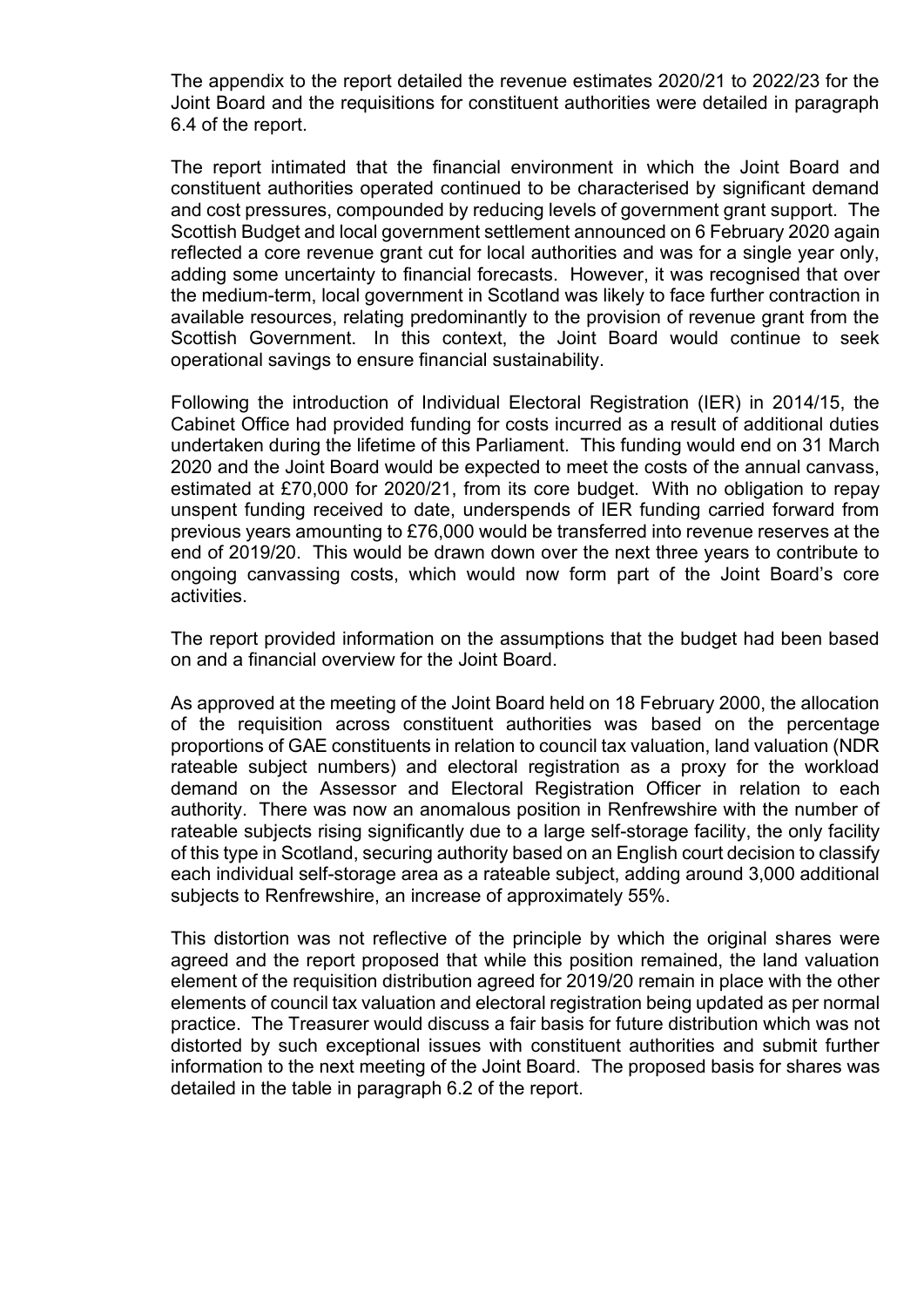The appendix to the report detailed the revenue estimates 2020/21 to 2022/23 for the Joint Board and the requisitions for constituent authorities were detailed in paragraph 6.4 of the report.

The report intimated that the financial environment in which the Joint Board and constituent authorities operated continued to be characterised by significant demand and cost pressures, compounded by reducing levels of government grant support. The Scottish Budget and local government settlement announced on 6 February 2020 again reflected a core revenue grant cut for local authorities and was for a single year only, adding some uncertainty to financial forecasts. However, it was recognised that over the medium-term, local government in Scotland was likely to face further contraction in available resources, relating predominantly to the provision of revenue grant from the Scottish Government. In this context, the Joint Board would continue to seek operational savings to ensure financial sustainability.

Following the introduction of Individual Electoral Registration (IER) in 2014/15, the Cabinet Office had provided funding for costs incurred as a result of additional duties undertaken during the lifetime of this Parliament. This funding would end on 31 March 2020 and the Joint Board would be expected to meet the costs of the annual canvass, estimated at £70,000 for 2020/21, from its core budget. With no obligation to repay unspent funding received to date, underspends of IER funding carried forward from previous years amounting to £76,000 would be transferred into revenue reserves at the end of 2019/20. This would be drawn down over the next three years to contribute to ongoing canvassing costs, which would now form part of the Joint Board's core activities.

The report provided information on the assumptions that the budget had been based on and a financial overview for the Joint Board.

As approved at the meeting of the Joint Board held on 18 February 2000, the allocation of the requisition across constituent authorities was based on the percentage proportions of GAE constituents in relation to council tax valuation, land valuation (NDR rateable subject numbers) and electoral registration as a proxy for the workload demand on the Assessor and Electoral Registration Officer in relation to each authority. There was now an anomalous position in Renfrewshire with the number of rateable subjects rising significantly due to a large self-storage facility, the only facility of this type in Scotland, securing authority based on an English court decision to classify each individual self-storage area as a rateable subject, adding around 3,000 additional subjects to Renfrewshire, an increase of approximately 55%.

This distortion was not reflective of the principle by which the original shares were agreed and the report proposed that while this position remained, the land valuation element of the requisition distribution agreed for 2019/20 remain in place with the other elements of council tax valuation and electoral registration being updated as per normal practice. The Treasurer would discuss a fair basis for future distribution which was not distorted by such exceptional issues with constituent authorities and submit further information to the next meeting of the Joint Board. The proposed basis for shares was detailed in the table in paragraph 6.2 of the report.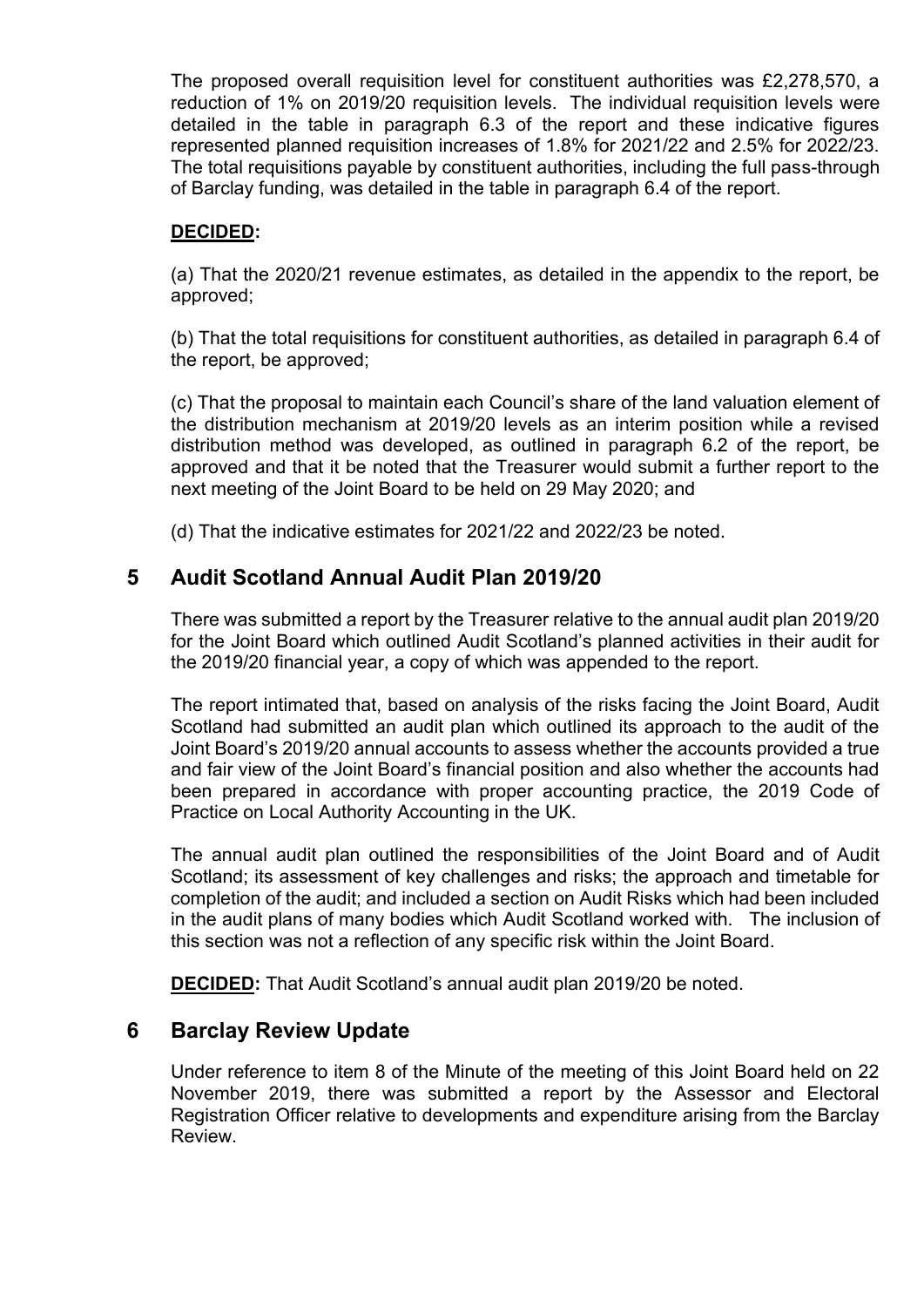The proposed overall requisition level for constituent authorities was £2,278,570, a reduction of 1% on 2019/20 requisition levels. The individual requisition levels were detailed in the table in paragraph 6.3 of the report and these indicative figures represented planned requisition increases of 1.8% for 2021/22 and 2.5% for 2022/23. The total requisitions payable by constituent authorities, including the full pass-through of Barclay funding, was detailed in the table in paragraph 6.4 of the report.

**DECIDED:**

(a) That the 2020/21 revenue estimates, as detailed in the appendix to the report, be approved;

(b) That the total requisitions for constituent authorities, as detailed in paragraph 6.4 of the report, be approved;

(c) That the proposal to maintain each Council's share of the land valuation element of the distribution mechanism at 2019/20 levels as an interim position while a revised distribution method was developed, as outlined in paragraph 6.2 of the report, be approved and that it be noted that the Treasurer would submit a further report to the next meeting of the Joint Board to be held on 29 May 2020; and

(d) That the indicative estimates for 2021/22 and 2022/23 be noted.

## 5 Audit Scotland Annual Audit Plan 2019/20

There was submitted a report by the Treasurer relative to the annual audit plan 2019/20 for the Joint Board which outlined Audit Scotland's planned activities in their audit for the 2019/20 financial year, a copy of which was appended to the report.

The report intimated that, based on analysis of the risks facing the Joint Board, Audit Scotland had submitted an audit plan which outlined its approach to the audit of the Joint Board's 2019/20 annual accounts to assess whether the accounts provided a true and fair view of the Joint Board's financial position and also whether the accounts had been prepared in accordance with proper accounting practice, the 2019 Code of Practice on Local Authority Accounting in the UK.

The annual audit plan outlined the responsibilities of the Joint Board and of Audit Scotland; its assessment of key challenges and risks; the approach and timetable for completion of the audit; and included a section on Audit Risks which had been included in the audit plans of many bodies which Audit Scotland worked with. The inclusion of this section was not a reflection of any specific risk within the Joint Board.

**DECIDED:** That Audit Scotland's annual audit plan 2019/20 be noted.

## 6 Barclay Review Update

Under reference to item 8 of the Minute of the meeting of this Joint Board held on 22 November 2019, there was submitted a report by the Assessor and Electoral Registration Officer relative to developments and expenditure arising from the Barclay Review.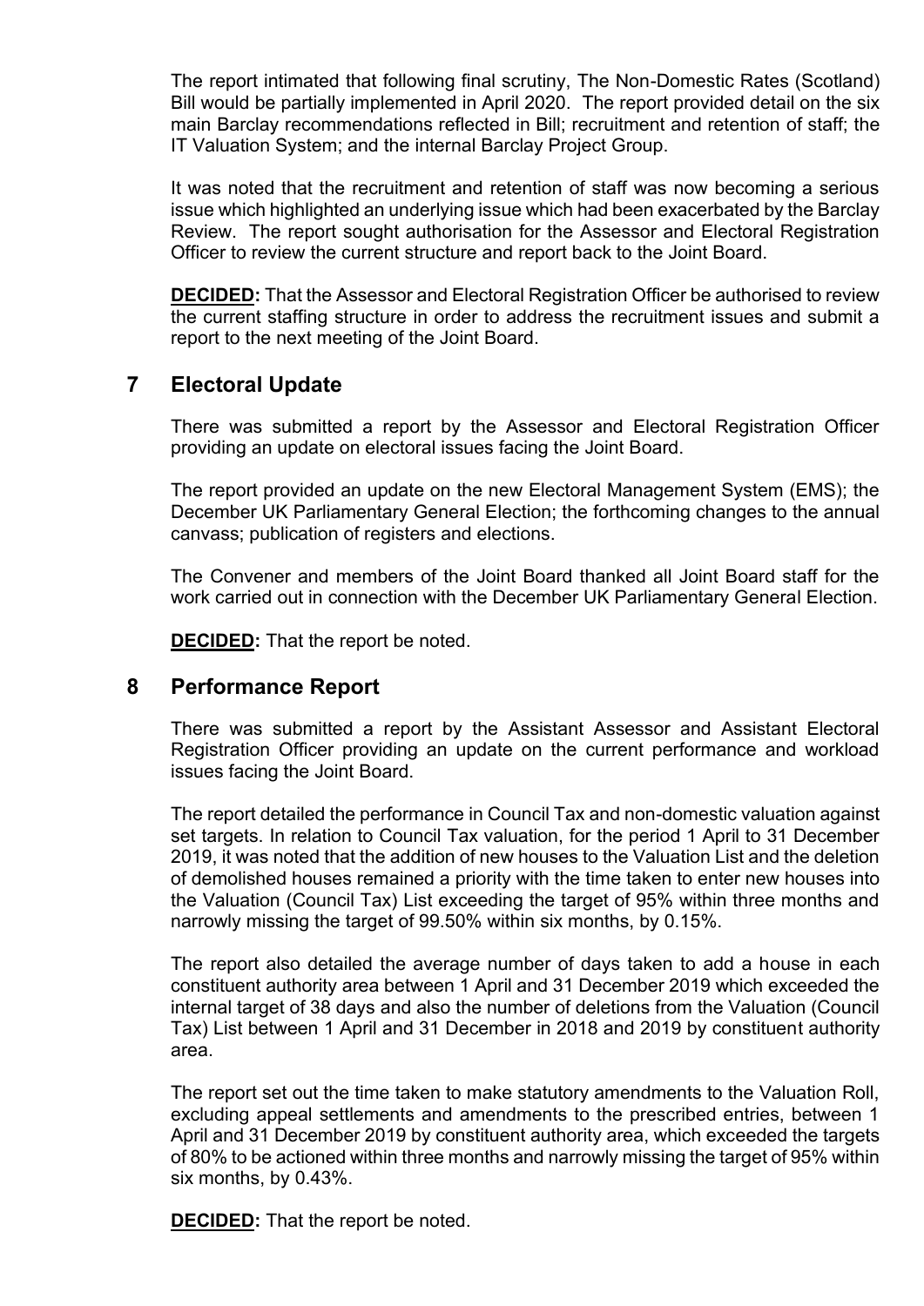The report intimated that following final scrutiny, The Non-Domestic Rates (Scotland) Bill would be partially implemented in April 2020. The report provided detail on the six main Barclay recommendations reflected in Bill; recruitment and retention of staff; the IT Valuation System; and the internal Barclay Project Group.

It was noted that the recruitment and retention of staff was now becoming a serious issue which highlighted an underlying issue which had been exacerbated by the Barclay Review. The report sought authorisation for the Assessor and Electoral Registration Officer to review the current structure and report back to the Joint Board.

**DECIDED:** That the Assessor and Electoral Registration Officer be authorised to review the current staffing structure in order to address the recruitment issues and submit a report to the next meeting of the Joint Board.

## 7 Electoral Update

There was submitted a report by the Assessor and Electoral Registration Officer providing an update on electoral issues facing the Joint Board.

The report provided an update on the new Electoral Management System (EMS); the December UK Parliamentary General Election; the forthcoming changes to the annual canvass; publication of registers and elections.

The Convener and members of the Joint Board thanked all Joint Board staff for the work carried out in connection with the December UK Parliamentary General Election.

**DECIDED:** That the report be noted.

## 8 Performance Report

There was submitted a report by the Assistant Assessor and Assistant Electoral Registration Officer providing an update on the current performance and workload issues facing the Joint Board.

The report detailed the performance in Council Tax and non-domestic valuation against set targets. In relation to Council Tax valuation, for the period 1 April to 31 December 2019, it was noted that the addition of new houses to the Valuation List and the deletion of demolished houses remained a priority with the time taken to enter new houses into the Valuation (Council Tax) List exceeding the target of 95% within three months and narrowly missing the target of 99.50% within six months, by 0.15%.

The report also detailed the average number of days taken to add a house in each constituent authority area between 1 April and 31 December 2019 which exceeded the internal target of 38 days and also the number of deletions from the Valuation (Council Tax) List between 1 April and 31 December in 2018 and 2019 by constituent authority area.

The report set out the time taken to make statutory amendments to the Valuation Roll, excluding appeal settlements and amendments to the prescribed entries, between 1 April and 31 December 2019 by constituent authority area, which exceeded the targets of 80% to be actioned within three months and narrowly missing the target of 95% within six months, by 0.43%.

**DECIDED:** That the report be noted.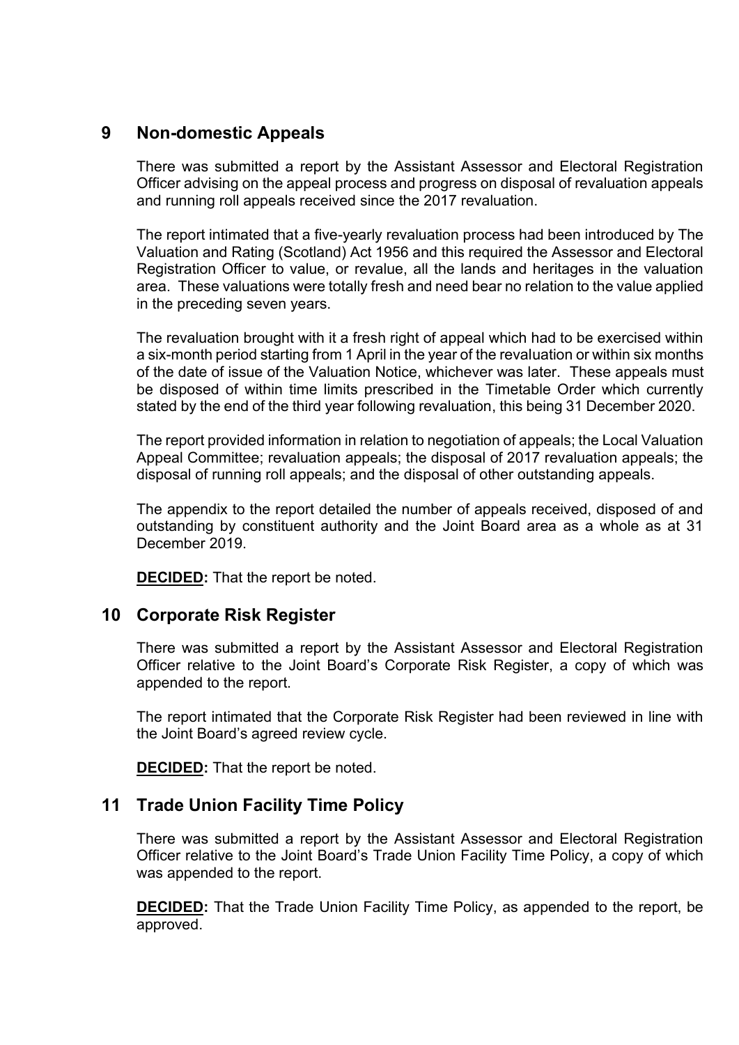## 9 Non-domestic Appeals

There was submitted a report by the Assistant Assessor and Electoral Registration Officer advising on the appeal process and progress on disposal of revaluation appeals and running roll appeals received since the 2017 revaluation.

The report intimated that a five-yearly revaluation process had been introduced by The Valuation and Rating (Scotland) Act 1956 and this required the Assessor and Electoral Registration Officer to value, or revalue, all the lands and heritages in the valuation area. These valuations were totally fresh and need bear no relation to the value applied in the preceding seven years.

The revaluation brought with it a fresh right of appeal which had to be exercised within a six-month period starting from 1 April in the year of the revaluation or within six months of the date of issue of the Valuation Notice, whichever was later. These appeals must be disposed of within time limits prescribed in the Timetable Order which currently stated by the end of the third year following revaluation, this being 31 December 2020.

The report provided information in relation to negotiation of appeals; the Local Valuation Appeal Committee; revaluation appeals; the disposal of 2017 revaluation appeals; the disposal of running roll appeals; and the disposal of other outstanding appeals.

The appendix to the report detailed the number of appeals received, disposed of and outstanding by constituent authority and the Joint Board area as a whole as at 31 December 2019.

**DECIDED:** That the report be noted.

## 10 Corporate Risk Register

There was submitted a report by the Assistant Assessor and Electoral Registration Officer relative to the Joint Board's Corporate Risk Register, a copy of which was appended to the report.

The report intimated that the Corporate Risk Register had been reviewed in line with the Joint Board's agreed review cycle.

**DECIDED:** That the report be noted.

## 11 Trade Union Facility Time Policy

There was submitted a report by the Assistant Assessor and Electoral Registration Officer relative to the Joint Board's Trade Union Facility Time Policy, a copy of which was appended to the report.

**DECIDED:** That the Trade Union Facility Time Policy, as appended to the report, be approved.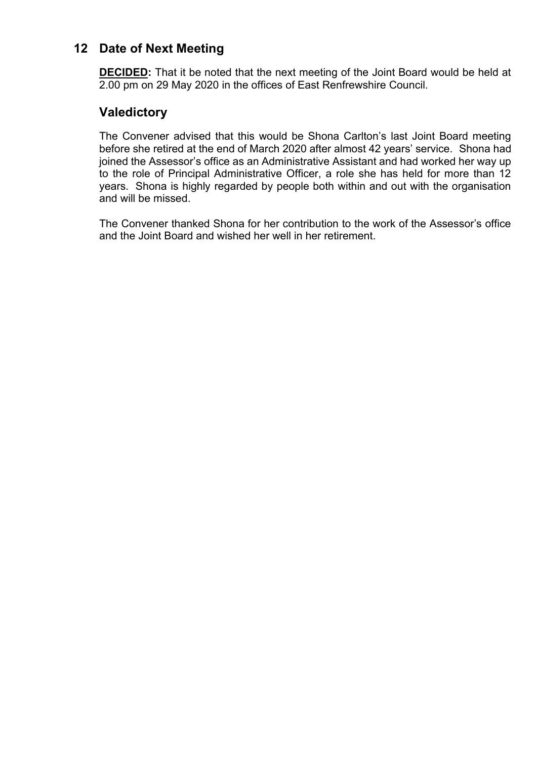## 12 Date of Next Meeting

**DECIDED:** That it be noted that the next meeting of the Joint Board would be held at 2.00 pm on 29 May 2020 in the offices of East Renfrewshire Council.

## Valedictory

The Convener advised that this would be Shona Carlton's last Joint Board meeting before she retired at the end of March 2020 after almost 42 years' service. Shona had joined the Assessor's office as an Administrative Assistant and had worked her way up to the role of Principal Administrative Officer, a role she has held for more than 12 years. Shona is highly regarded by people both within and out with the organisation and will be missed.

The Convener thanked Shona for her contribution to the work of the Assessor's office and the Joint Board and wished her well in her retirement.